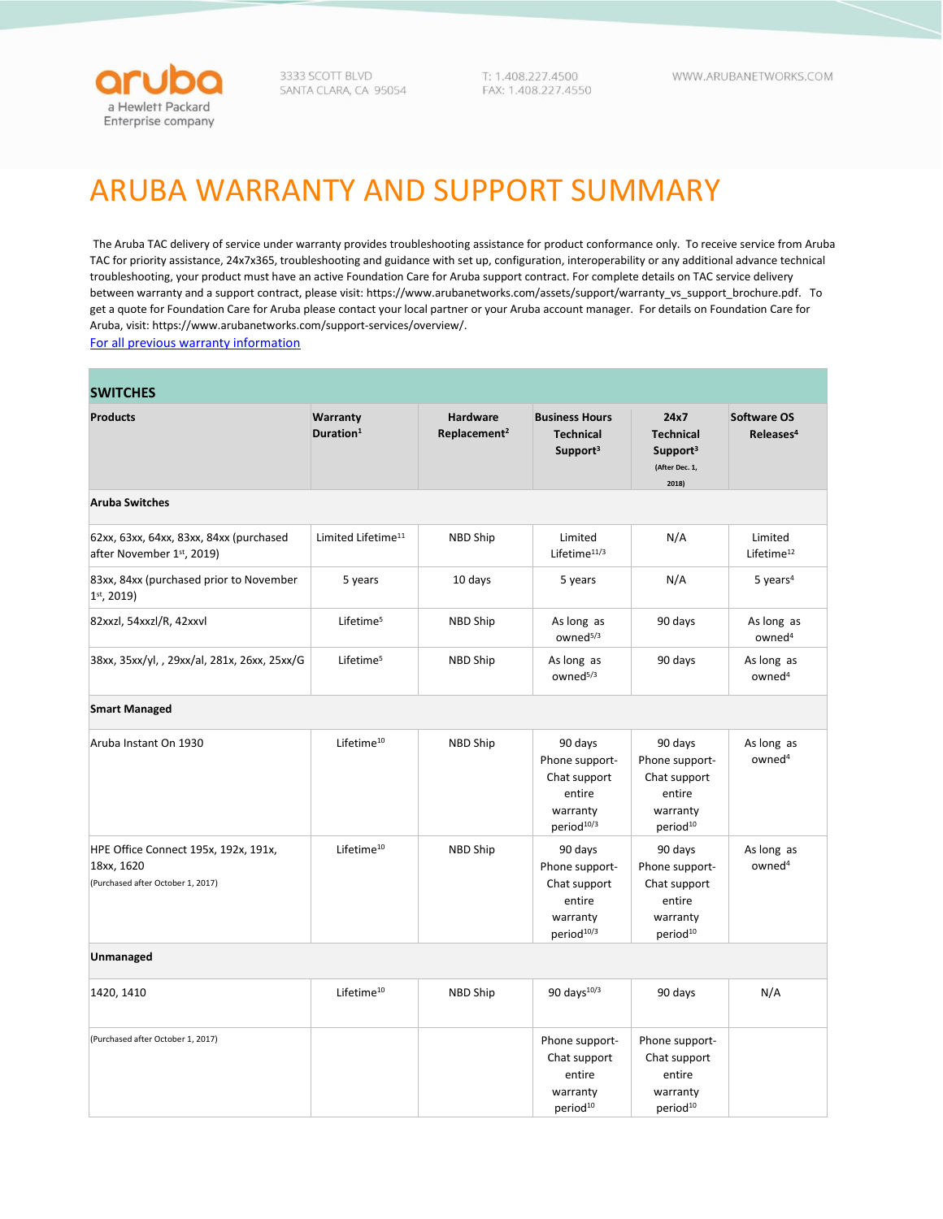aruba
a Hewlett Packard Enterprise company

3333 SCOTT BLVD
SANTA CLARA, CA 95054

T: 1.408.227.4500
FAX: 1.408.227.4550

WWW.ARUBANETWORKS.COM

# ARUBA WARRANTY AND SUPPORT SUMMARY

The Aruba TAC delivery of service under warranty provides troubleshooting assistance for product conformance only. To receive service from Aruba TAC for priority assistance, 24x7x365, troubleshooting and guidance with set up, configuration, interoperability or any additional advance technical troubleshooting, your product must have an active Foundation Care for Aruba support contract. For complete details on TAC service delivery between warranty and a support contract, please visit: https://www.arubanetworks.com/assets/support/warranty_vs_support_brochure.pdf. To get a quote for Foundation Care for Aruba please contact your local partner or your Aruba account manager. For details on Foundation Care for Aruba, visit: https://www.arubanetworks.com/support-services/overview/.

[For all previous warranty information](#)

## SWITCHES

| Products | Warranty Duration[1] | Hardware Replacement[2] | Business Hours Technical Support[3] | 24x7 Technical Support[3] (After Dec. 1, 2018) | Software OS Releases[4] |
|---|---|---|---|---|---|
| **Aruba Switches** | | | | | |
| 62xx, 63xx, 64xx, 83xx, 84xx (purchased after November 1st, 2019) | Limited Lifetime[11] | NBD Ship | Limited Lifetime[11/3] | N/A | Limited Lifetime[12] |
| 83xx, 84xx (purchased prior to November 1st, 2019) | 5 years | 10 days | 5 years | N/A | 5 years[4] |
| 82xxzl, 54xxzl/R, 42xxvl | Lifetime[5] | NBD Ship | As long as owned[5/3] | 90 days | As long as owned[4] |
| 38xx, 35xx/yl, , 29xx/al, 281x, 26xx, 25xx/G | Lifetime[5] | NBD Ship | As long as owned[5/3] | 90 days | As long as owned[4] |
| **Smart Managed** | | | | | |
| Aruba Instant On 1930 | Lifetime[10] | NBD Ship | 90 days Phone support- Chat support entire warranty period[10/3] | 90 days Phone support- Chat support entire warranty period[10] | As long as owned[4] |
| HPE Office Connect 195x, 192x, 191x, 18xx, 1620 (Purchased after October 1, 2017) | Lifetime[10] | NBD Ship | 90 days Phone support- Chat support entire warranty period[10/3] | 90 days Phone support- Chat support entire warranty period[10] | As long as owned[4] |
| **Unmanaged** | | | | | |
| 1420, 1410 | Lifetime[10] | NBD Ship | 90 days[10/3] | 90 days | N/A |
| (Purchased after October 1, 2017) | | | Phone support- Chat support entire warranty period[10] | Phone support- Chat support entire warranty period[10] | |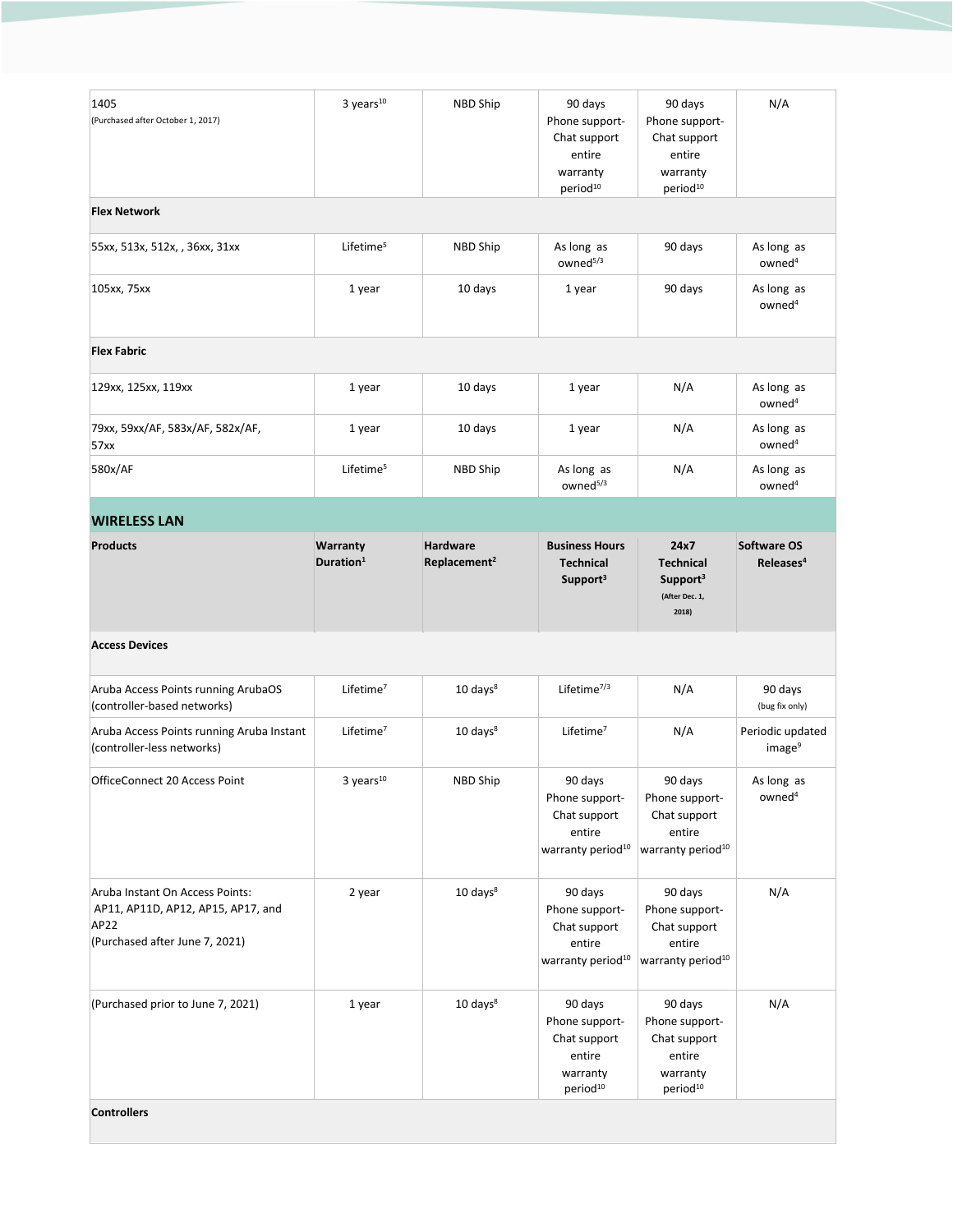| | | | | | |
|---|---|---|---|---|---|
| 1405 (Purchased after October 1, 2017) | 3 years[10] | NBD Ship | 90 days Phone support- Chat support entire warranty period[10] | 90 days Phone support- Chat support entire warranty period[10] | N/A |
| **Flex Network** | | | | | |
| 55xx, 513x, 512x, , 36xx, 31xx | Lifetime[5] | NBD Ship | As long as owned[5/3] | 90 days | As long as owned[4] |
| 105xx, 75xx | 1 year | 10 days | 1 year | 90 days | As long as owned[4] |
| **Flex Fabric** | | | | | |
| 129xx, 125xx, 119xx | 1 year | 10 days | 1 year | N/A | As long as owned[4] |
| 79xx, 59xx/AF, 583x/AF, 582x/AF, 57xx | 1 year | 10 days | 1 year | N/A | As long as owned[4] |
| 580x/AF | Lifetime[5] | NBD Ship | As long as owned[5/3] | N/A | As long as owned[4] |

## WIRELESS LAN

| Products | Warranty Duration[1] | Hardware Replacement[2] | Business Hours Technical Support[3] | 24x7 Technical Support[3] (After Dec. 1, 2018) | Software OS Releases[4] |
|---|---|---|---|---|---|
| **Access Devices** | | | | | |
| Aruba Access Points running ArubaOS (controller-based networks) | Lifetime[7] | 10 days[8] | Lifetime[7/3] | N/A | 90 days (bug fix only) |
| Aruba Access Points running Aruba Instant (controller-less networks) | Lifetime[7] | 10 days[8] | Lifetime[7] | N/A | Periodic updated image[9] |
| OfficeConnect 20 Access Point | 3 years[10] | NBD Ship | 90 days Phone support- Chat support entire warranty period[10] | 90 days Phone support- Chat support entire warranty period[10] | As long as owned[4] |
| Aruba Instant On Access Points: AP11, AP11D, AP12, AP15, AP17, and AP22 (Purchased after June 7, 2021) | 2 year | 10 days[8] | 90 days Phone support- Chat support entire warranty period[10] | 90 days Phone support- Chat support entire warranty period[10] | N/A |
| (Purchased prior to June 7, 2021) | 1 year | 10 days[8] | 90 days Phone support- Chat support entire warranty period[10] | 90 days Phone support- Chat support entire warranty period[10] | N/A |
| **Controllers** | | | | | |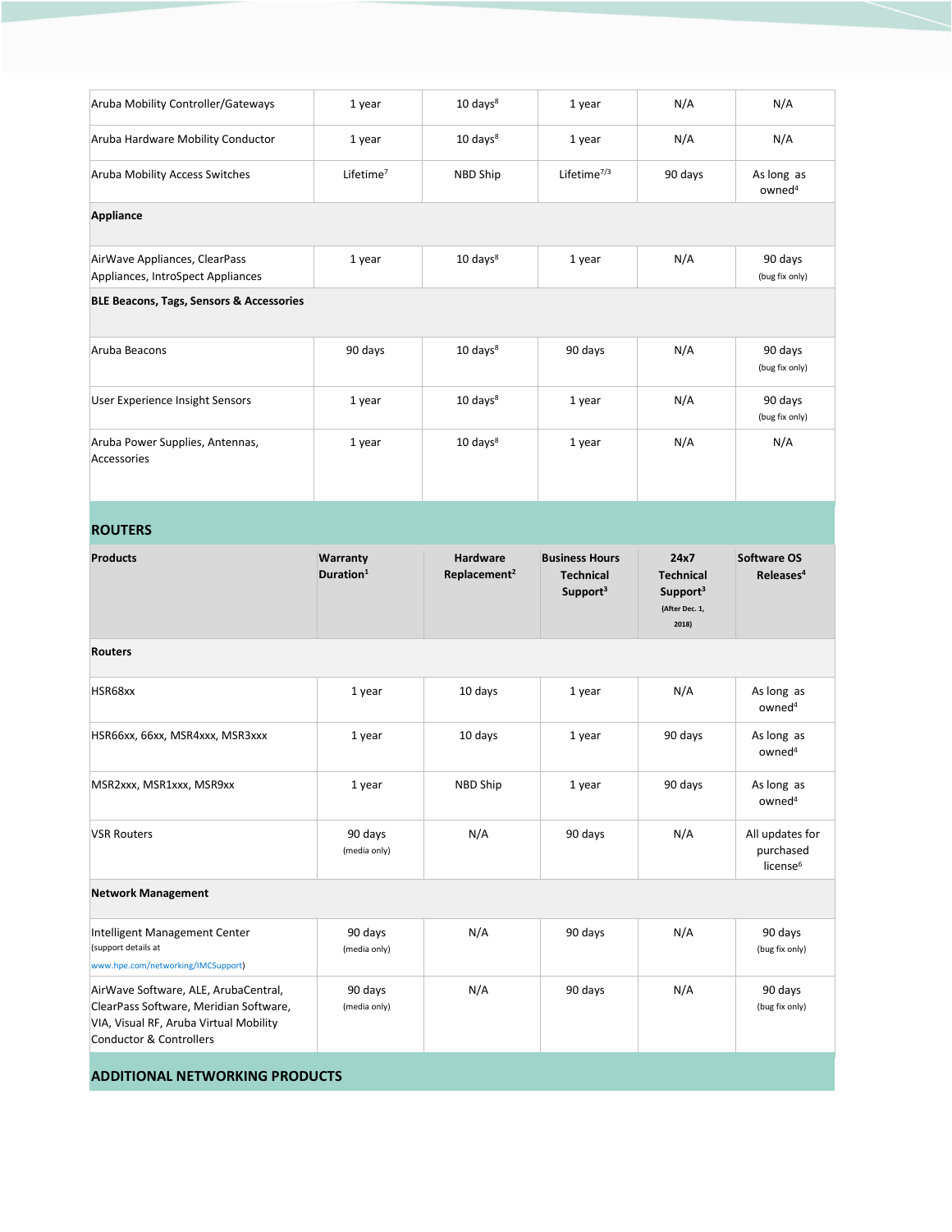| | | | | | |
|---|---|---|---|---|---|
| Aruba Mobility Controller/Gateways | 1 year | 10 days[8] | 1 year | N/A | N/A |
| Aruba Hardware Mobility Conductor | 1 year | 10 days[8] | 1 year | N/A | N/A |
| Aruba Mobility Access Switches | Lifetime[7] | NBD Ship | Lifetime[7/3] | 90 days | As long as owned[4] |
| **Appliance** | | | | | |
| AirWave Appliances, ClearPass Appliances, IntroSpect Appliances | 1 year | 10 days[8] | 1 year | N/A | 90 days (bug fix only) |
| **BLE Beacons, Tags, Sensors & Accessories** | | | | | |
| Aruba Beacons | 90 days | 10 days[8] | 90 days | N/A | 90 days (bug fix only) |
| User Experience Insight Sensors | 1 year | 10 days[8] | 1 year | N/A | 90 days (bug fix only) |
| Aruba Power Supplies, Antennas, Accessories | 1 year | 10 days[8] | 1 year | N/A | N/A |

## ROUTERS

| Products | Warranty Duration[1] | Hardware Replacement[2] | Business Hours Technical Support[3] | 24x7 Technical Support[3] (After Dec. 1, 2018) | Software OS Releases[4] |
|---|---|---|---|---|---|
| **Routers** | | | | | |
| HSR68xx | 1 year | 10 days | 1 year | N/A | As long as owned[4] |
| HSR66xx, 66xx, MSR4xxx, MSR3xxx | 1 year | 10 days | 1 year | 90 days | As long as owned[4] |
| MSR2xxx, MSR1xxx, MSR9xx | 1 year | NBD Ship | 1 year | 90 days | As long as owned[4] |
| VSR Routers | 90 days (media only) | N/A | 90 days | N/A | All updates for purchased license[6] |
| **Network Management** | | | | | |
| Intelligent Management Center (support details at www.hpe.com/networking/IMCSupport) | 90 days (media only) | N/A | 90 days | N/A | 90 days (bug fix only) |
| AirWave Software, ALE, ArubaCentral, ClearPass Software, Meridian Software, VIA, Visual RF, Aruba Virtual Mobility Conductor & Controllers | 90 days (media only) | N/A | 90 days | N/A | 90 days (bug fix only) |

## ADDITIONAL NETWORKING PRODUCTS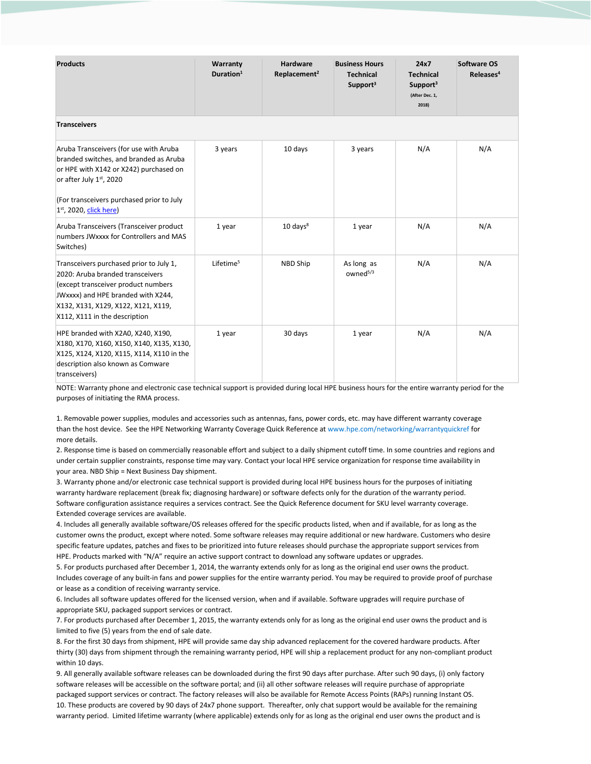| Products | Warranty Duration[1] | Hardware Replacement[2] | Business Hours Technical Support[3] | 24x7 Technical Support[3] (After Dec. 1, 2018) | Software OS Releases[4] |
|---|---|---|---|---|---|
| **Transceivers** | | | | | |
| Aruba Transceivers (for use with Aruba branded switches, and branded as Aruba or HPE with X142 or X242) purchased on or after July 1st, 2020<br><br>(For transceivers purchased prior to July 1st, 2020, click here) | 3 years | 10 days | 3 years | N/A | N/A |
| Aruba Transceivers (Transceiver product numbers JWxxxx for Controllers and MAS Switches) | 1 year | 10 days[8] | 1 year | N/A | N/A |
| Transceivers purchased prior to July 1, 2020: Aruba branded transceivers (except transceiver product numbers JWxxxx) and HPE branded with X244, X132, X131, X129, X122, X121, X119, X112, X111 in the description | Lifetime[5] | NBD Ship | As long as owned[5/3] | N/A | N/A |
| HPE branded with X2A0, X240, X190, X180, X170, X160, X150, X140, X135, X130, X125, X124, X120, X115, X114, X110 in the description also known as Comware transceivers) | 1 year | 30 days | 1 year | N/A | N/A |

NOTE: Warranty phone and electronic case technical support is provided during local HPE business hours for the entire warranty period for the purposes of initiating the RMA process.

1. Removable power supplies, modules and accessories such as antennas, fans, power cords, etc. may have different warranty coverage than the host device. See the HPE Networking Warranty Coverage Quick Reference at www.hpe.com/networking/warrantyquickref for more details.
2. Response time is based on commercially reasonable effort and subject to a daily shipment cutoff time. In some countries and regions and under certain supplier constraints, response time may vary. Contact your local HPE service organization for response time availability in your area. NBD Ship = Next Business Day shipment.
3. Warranty phone and/or electronic case technical support is provided during local HPE business hours for the purposes of initiating warranty hardware replacement (break fix; diagnosing hardware) or software defects only for the duration of the warranty period. Software configuration assistance requires a services contract. See the Quick Reference document for SKU level warranty coverage. Extended coverage services are available.
4. Includes all generally available software/OS releases offered for the specific products listed, when and if available, for as long as the customer owns the product, except where noted. Some software releases may require additional or new hardware. Customers who desire specific feature updates, patches and fixes to be prioritized into future releases should purchase the appropriate support services from HPE. Products marked with "N/A" require an active support contract to download any software updates or upgrades.
5. For products purchased after December 1, 2014, the warranty extends only for as long as the original end user owns the product. Includes coverage of any built-in fans and power supplies for the entire warranty period. You may be required to provide proof of purchase or lease as a condition of receiving warranty service.
6. Includes all software updates offered for the licensed version, when and if available. Software upgrades will require purchase of appropriate SKU, packaged support services or contract.
7. For products purchased after December 1, 2015, the warranty extends only for as long as the original end user owns the product and is limited to five (5) years from the end of sale date.
8. For the first 30 days from shipment, HPE will provide same day ship advanced replacement for the covered hardware products. After thirty (30) days from shipment through the remaining warranty period, HPE will ship a replacement product for any non-compliant product within 10 days.
9. All generally available software releases can be downloaded during the first 90 days after purchase. After such 90 days, (i) only factory software releases will be accessible on the software portal; and (ii) all other software releases will require purchase of appropriate packaged support services or contract. The factory releases will also be available for Remote Access Points (RAPs) running Instant OS.
10. These products are covered by 90 days of 24x7 phone support. Thereafter, only chat support would be available for the remaining warranty period. Limited lifetime warranty (where applicable) extends only for as long as the original end user owns the product and is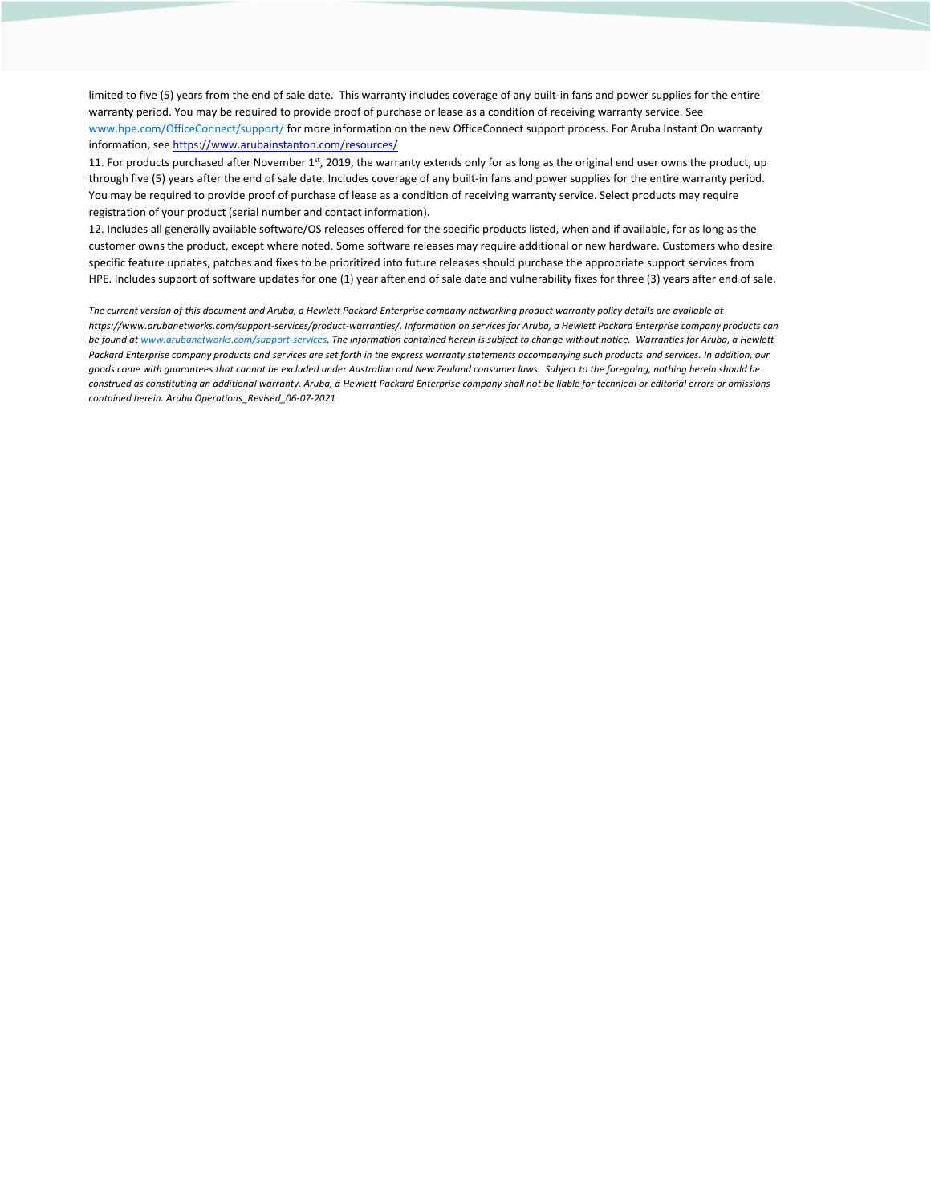limited to five (5) years from the end of sale date. This warranty includes coverage of any built-in fans and power supplies for the entire warranty period. You may be required to provide proof of purchase or lease as a condition of receiving warranty service. See www.hpe.com/OfficeConnect/support/ for more information on the new OfficeConnect support process. For Aruba Instant On warranty information, see https://www.arubainstanton.com/resources/

11. For products purchased after November 1st, 2019, the warranty extends only for as long as the original end user owns the product, up through five (5) years after the end of sale date. Includes coverage of any built-in fans and power supplies for the entire warranty period. You may be required to provide proof of purchase of lease as a condition of receiving warranty service. Select products may require registration of your product (serial number and contact information).

12. Includes all generally available software/OS releases offered for the specific products listed, when and if available, for as long as the customer owns the product, except where noted. Some software releases may require additional or new hardware. Customers who desire specific feature updates, patches and fixes to be prioritized into future releases should purchase the appropriate support services from HPE. Includes support of software updates for one (1) year after end of sale date and vulnerability fixes for three (3) years after end of sale.

*The current version of this document and Aruba, a Hewlett Packard Enterprise company networking product warranty policy details are available at https://www.arubanetworks.com/support-services/product-warranties/. Information on services for Aruba, a Hewlett Packard Enterprise company products can be found at www.arubanetworks.com/support-services. The information contained herein is subject to change without notice. Warranties for Aruba, a Hewlett Packard Enterprise company products and services are set forth in the express warranty statements accompanying such products and services. In addition, our goods come with guarantees that cannot be excluded under Australian and New Zealand consumer laws. Subject to the foregoing, nothing herein should be construed as constituting an additional warranty. Aruba, a Hewlett Packard Enterprise company shall not be liable for technical or editorial errors or omissions contained herein. Aruba Operations_Revised_06-07-2021*